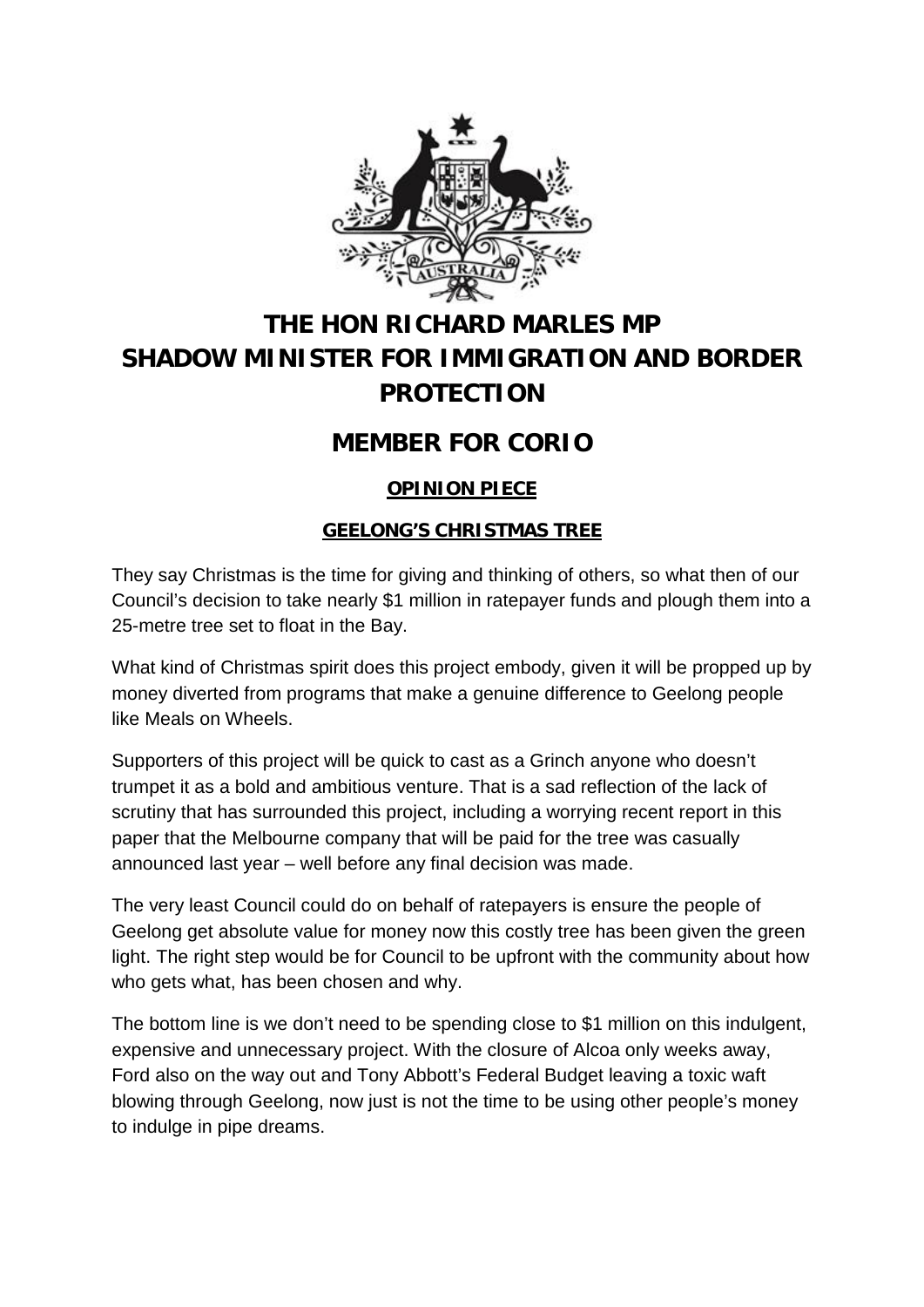# THE HON RICHARD MARLES MP
# SHADOW MINISTER FOR IMMIGRATION AND BORDER PROTECTION

# MEMBER FOR CORIO

**OPINION PIECE**

**GEELONG'S CHRISTMAS TREE**

They say Christmas is the time for giving and thinking of others, so what then of our Council's decision to take nearly $1 million in ratepayer funds and plough them into a 25-metre tree set to float in the Bay.

What kind of Christmas spirit does this project embody, given it will be propped up by money diverted from programs that make a genuine difference to Geelong people like Meals on Wheels.

Supporters of this project will be quick to cast as a Grinch anyone who doesn't trumpet it as a bold and ambitious venture. That is a sad reflection of the lack of scrutiny that has surrounded this project, including a worrying recent report in this paper that the Melbourne company that will be paid for the tree was casually announced last year – well before any final decision was made.

The very least Council could do on behalf of ratepayers is ensure the people of Geelong get absolute value for money now this costly tree has been given the green light. The right step would be for Council to be upfront with the community about how who gets what, has been chosen and why.

The bottom line is we don't need to be spending close to $1 million on this indulgent, expensive and unnecessary project. With the closure of Alcoa only weeks away, Ford also on the way out and Tony Abbott's Federal Budget leaving a toxic waft blowing through Geelong, now just is not the time to be using other people's money to indulge in pipe dreams.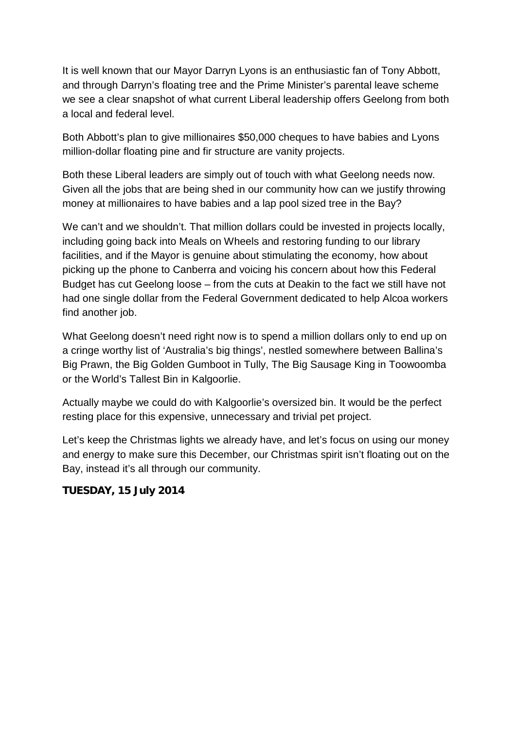It is well known that our Mayor Darryn Lyons is an enthusiastic fan of Tony Abbott, and through Darryn's floating tree and the Prime Minister's parental leave scheme we see a clear snapshot of what current Liberal leadership offers Geelong from both a local and federal level.

Both Abbott's plan to give millionaires $50,000 cheques to have babies and Lyons million-dollar floating pine and fir structure are vanity projects.

Both these Liberal leaders are simply out of touch with what Geelong needs now. Given all the jobs that are being shed in our community how can we justify throwing money at millionaires to have babies and a lap pool sized tree in the Bay?

We can't and we shouldn't. That million dollars could be invested in projects locally, including going back into Meals on Wheels and restoring funding to our library facilities, and if the Mayor is genuine about stimulating the economy, how about picking up the phone to Canberra and voicing his concern about how this Federal Budget has cut Geelong loose – from the cuts at Deakin to the fact we still have not had one single dollar from the Federal Government dedicated to help Alcoa workers find another job.

What Geelong doesn't need right now is to spend a million dollars only to end up on a cringe worthy list of 'Australia's big things', nestled somewhere between Ballina's Big Prawn, the Big Golden Gumboot in Tully, The Big Sausage King in Toowoomba or the World's Tallest Bin in Kalgoorlie.

Actually maybe we could do with Kalgoorlie's oversized bin. It would be the perfect resting place for this expensive, unnecessary and trivial pet project.

Let's keep the Christmas lights we already have, and let's focus on using our money and energy to make sure this December, our Christmas spirit isn't floating out on the Bay, instead it's all through our community.

**TUESDAY, 15 July 2014**